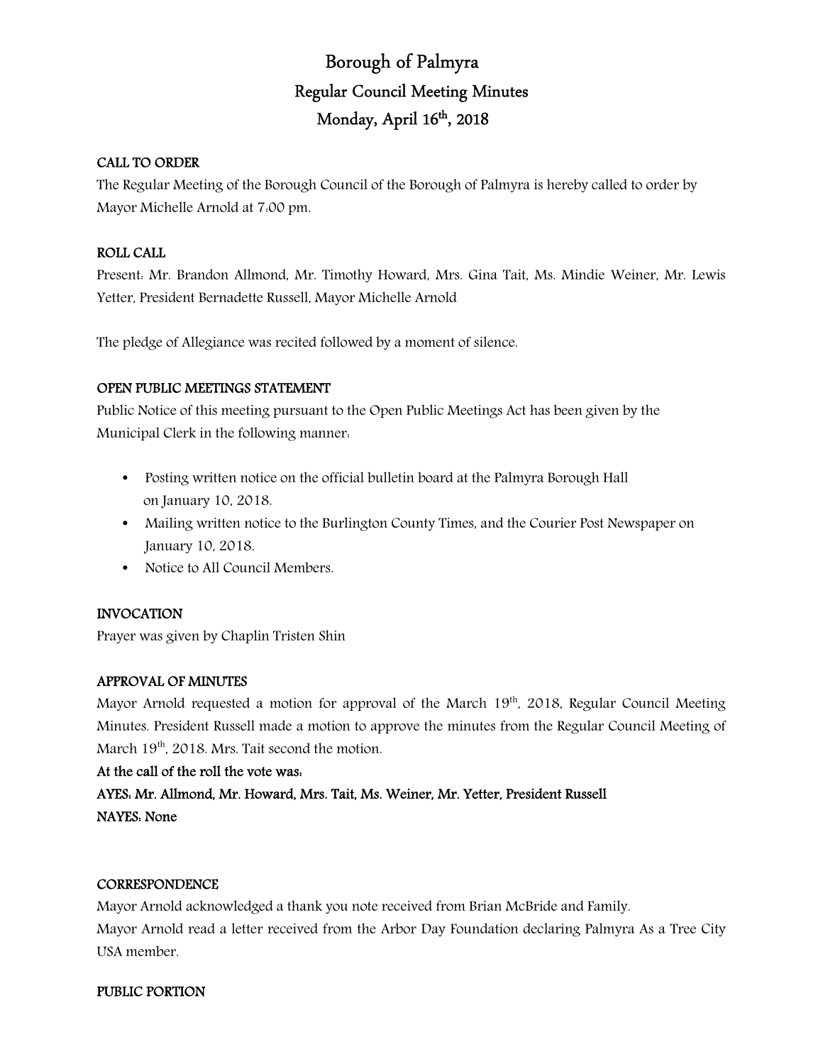# Borough of Palmyra

## Regular Council Meeting Minutes

## Monday, April 16th, 2018

**CALL TO ORDER**

The Regular Meeting of the Borough Council of the Borough of Palmyra is hereby called to order by Mayor Michelle Arnold at 7:00 pm.

**ROLL CALL**

Present: Mr. Brandon Allmond, Mr. Timothy Howard, Mrs. Gina Tait, Ms. Mindie Weiner, Mr. Lewis Yetter, President Bernadette Russell, Mayor Michelle Arnold

The pledge of Allegiance was recited followed by a moment of silence.

**OPEN PUBLIC MEETINGS STATEMENT**

Public Notice of this meeting pursuant to the Open Public Meetings Act has been given by the Municipal Clerk in the following manner:

- Posting written notice on the official bulletin board at the Palmyra Borough Hall on January 10, 2018.
- Mailing written notice to the Burlington County Times, and the Courier Post Newspaper on January 10, 2018.
- Notice to All Council Members.

**INVOCATION**

Prayer was given by Chaplin Tristen Shin

**APPROVAL OF MINUTES**

Mayor Arnold requested a motion for approval of the March 19th, 2018, Regular Council Meeting Minutes. President Russell made a motion to approve the minutes from the Regular Council Meeting of March 19th, 2018. Mrs. Tait second the motion.

**At the call of the roll the vote was:**

**AYES: Mr. Allmond, Mr. Howard, Mrs. Tait, Ms. Weiner, Mr. Yetter, President Russell**

**NAYES: None**

**CORRESPONDENCE**

Mayor Arnold acknowledged a thank you note received from Brian McBride and Family.

Mayor Arnold read a letter received from the Arbor Day Foundation declaring Palmyra As a Tree City USA member.

**PUBLIC PORTION**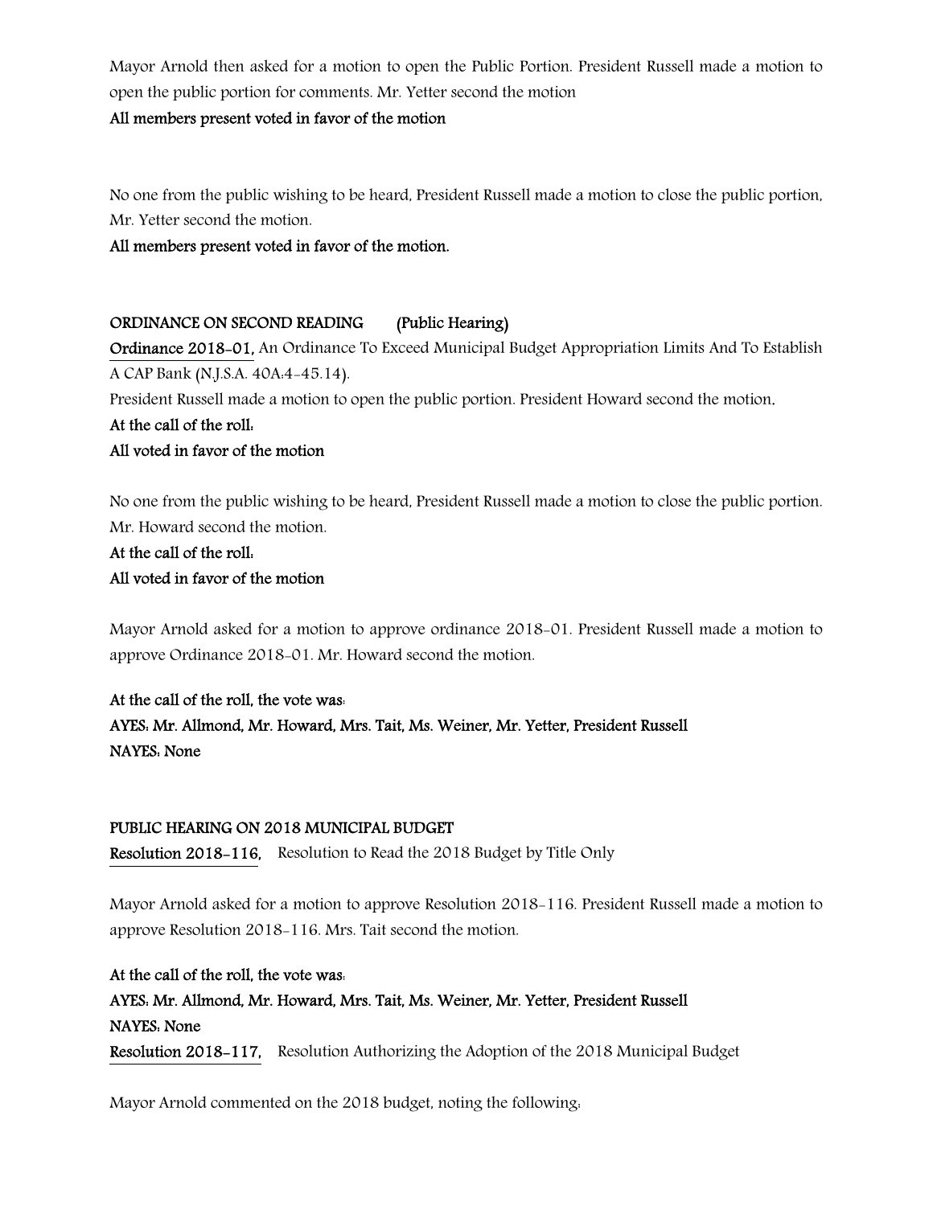Mayor Arnold then asked for a motion to open the Public Portion. President Russell made a motion to open the public portion for comments. Mr. Yetter second the motion

**All members present voted in favor of the motion**

No one from the public wishing to be heard, President Russell made a motion to close the public portion, Mr. Yetter second the motion.

**All members present voted in favor of the motion.**

**ORDINANCE ON SECOND READING (Public Hearing)**

**Ordinance 2018-01,** An Ordinance To Exceed Municipal Budget Appropriation Limits And To Establish A CAP Bank (N.J.S.A. 40A:4-45.14).

President Russell made a motion to open the public portion. President Howard second the motion.

**At the call of the roll:**

**All voted in favor of the motion**

No one from the public wishing to be heard, President Russell made a motion to close the public portion. Mr. Howard second the motion.

**At the call of the roll:**

**All voted in favor of the motion**

Mayor Arnold asked for a motion to approve ordinance 2018-01. President Russell made a motion to approve Ordinance 2018-01. Mr. Howard second the motion.

**At the call of the roll, the vote was:**

**AYES: Mr. Allmond, Mr. Howard, Mrs. Tait, Ms. Weiner, Mr. Yetter, President Russell**

**NAYES: None**

**PUBLIC HEARING ON 2018 MUNICIPAL BUDGET**

**Resolution 2018-116,** Resolution to Read the 2018 Budget by Title Only

Mayor Arnold asked for a motion to approve Resolution 2018-116. President Russell made a motion to approve Resolution 2018-116. Mrs. Tait second the motion.

**At the call of the roll, the vote was:**

**AYES: Mr. Allmond, Mr. Howard, Mrs. Tait, Ms. Weiner, Mr. Yetter, President Russell**

**NAYES: None**

**Resolution 2018-117,** Resolution Authorizing the Adoption of the 2018 Municipal Budget

Mayor Arnold commented on the 2018 budget, noting the following: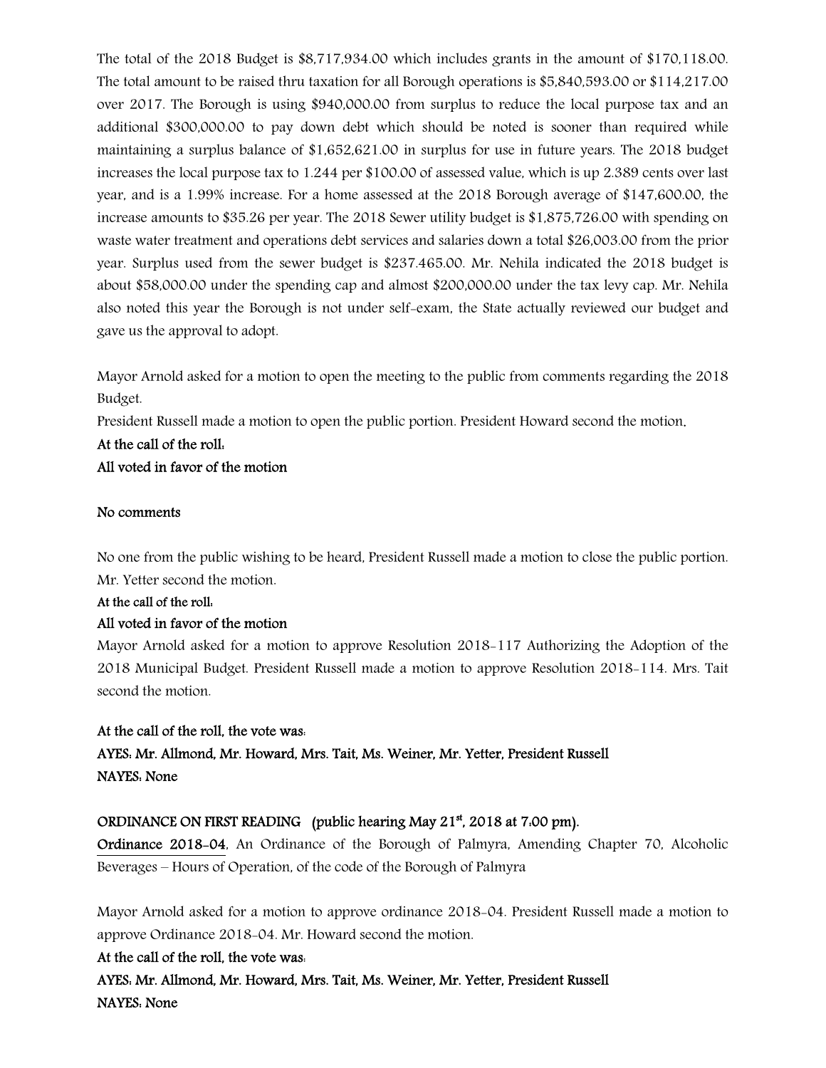The total of the 2018 Budget is $8,717,934.00 which includes grants in the amount of $170,118.00. The total amount to be raised thru taxation for all Borough operations is $5,840,593.00 or $114,217.00 over 2017. The Borough is using $940,000.00 from surplus to reduce the local purpose tax and an additional $300,000.00 to pay down debt which should be noted is sooner than required while maintaining a surplus balance of $1,652,621.00 in surplus for use in future years. The 2018 budget increases the local purpose tax to 1.244 per $100.00 of assessed value, which is up 2.389 cents over last year, and is a 1.99% increase. For a home assessed at the 2018 Borough average of $147,600.00, the increase amounts to $35.26 per year. The 2018 Sewer utility budget is $1,875,726.00 with spending on waste water treatment and operations debt services and salaries down a total $26,003.00 from the prior year. Surplus used from the sewer budget is $237.465.00. Mr. Nehila indicated the 2018 budget is about $58,000.00 under the spending cap and almost $200,000.00 under the tax levy cap. Mr. Nehila also noted this year the Borough is not under self-exam, the State actually reviewed our budget and gave us the approval to adopt.

Mayor Arnold asked for a motion to open the meeting to the public from comments regarding the 2018 Budget.

President Russell made a motion to open the public portion. President Howard second the motion.

**At the call of the roll:**

**All voted in favor of the motion**

**No comments**

No one from the public wishing to be heard, President Russell made a motion to close the public portion. Mr. Yetter second the motion.

**At the call of the roll:**

**All voted in favor of the motion**

Mayor Arnold asked for a motion to approve Resolution 2018-117 Authorizing the Adoption of the 2018 Municipal Budget. President Russell made a motion to approve Resolution 2018-114. Mrs. Tait second the motion.

**At the call of the roll, the vote was:**

**AYES: Mr. Allmond, Mr. Howard, Mrs. Tait, Ms. Weiner, Mr. Yetter, President Russell**

**NAYES: None**

**ORDINANCE ON FIRST READING (public hearing May 21st, 2018 at 7:00 pm).**

**Ordinance 2018-04**, An Ordinance of the Borough of Palmyra, Amending Chapter 70, Alcoholic Beverages – Hours of Operation, of the code of the Borough of Palmyra

Mayor Arnold asked for a motion to approve ordinance 2018-04. President Russell made a motion to approve Ordinance 2018-04. Mr. Howard second the motion.

**At the call of the roll, the vote was:**

**AYES: Mr. Allmond, Mr. Howard, Mrs. Tait, Ms. Weiner, Mr. Yetter, President Russell**

**NAYES: None**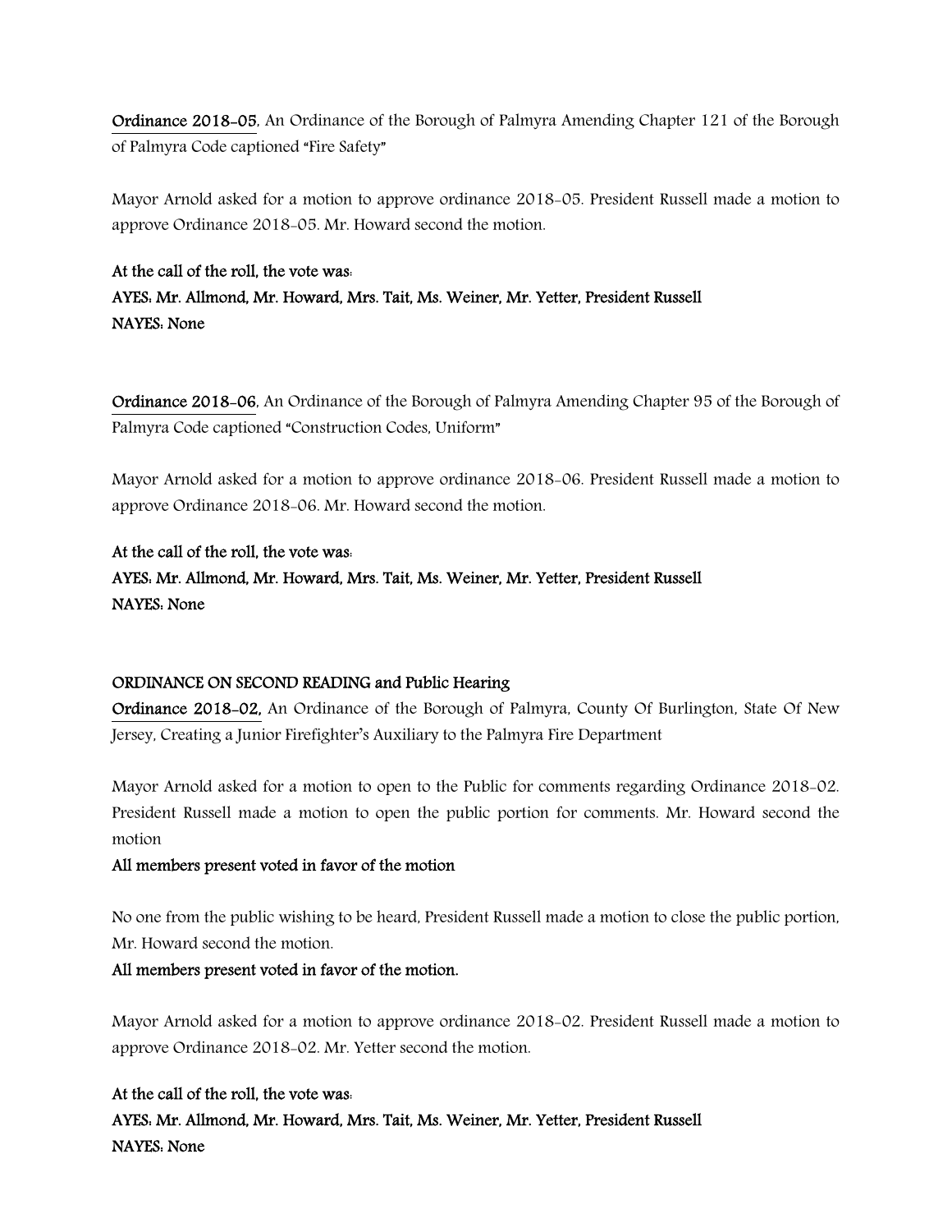Ordinance 2018-05, An Ordinance of the Borough of Palmyra Amending Chapter 121 of the Borough of Palmyra Code captioned "Fire Safety"

Mayor Arnold asked for a motion to approve ordinance 2018-05. President Russell made a motion to approve Ordinance 2018-05. Mr. Howard second the motion.

**At the call of the roll, the vote was:**
**AYES: Mr. Allmond, Mr. Howard, Mrs. Tait, Ms. Weiner, Mr. Yetter, President Russell**
**NAYES: None**

Ordinance 2018-06, An Ordinance of the Borough of Palmyra Amending Chapter 95 of the Borough of Palmyra Code captioned "Construction Codes, Uniform"

Mayor Arnold asked for a motion to approve ordinance 2018-06. President Russell made a motion to approve Ordinance 2018-06. Mr. Howard second the motion.

**At the call of the roll, the vote was:**
**AYES: Mr. Allmond, Mr. Howard, Mrs. Tait, Ms. Weiner, Mr. Yetter, President Russell**
**NAYES: None**

**ORDINANCE ON SECOND READING and Public Hearing**

**Ordinance 2018-02,** An Ordinance of the Borough of Palmyra, County Of Burlington, State Of New Jersey, Creating a Junior Firefighter's Auxiliary to the Palmyra Fire Department

Mayor Arnold asked for a motion to open to the Public for comments regarding Ordinance 2018-02. President Russell made a motion to open the public portion for comments. Mr. Howard second the motion

**All members present voted in favor of the motion**

No one from the public wishing to be heard, President Russell made a motion to close the public portion, Mr. Howard second the motion.

**All members present voted in favor of the motion.**

Mayor Arnold asked for a motion to approve ordinance 2018-02. President Russell made a motion to approve Ordinance 2018-02. Mr. Yetter second the motion.

**At the call of the roll, the vote was:**
**AYES: Mr. Allmond, Mr. Howard, Mrs. Tait, Ms. Weiner, Mr. Yetter, President Russell**
**NAYES: None**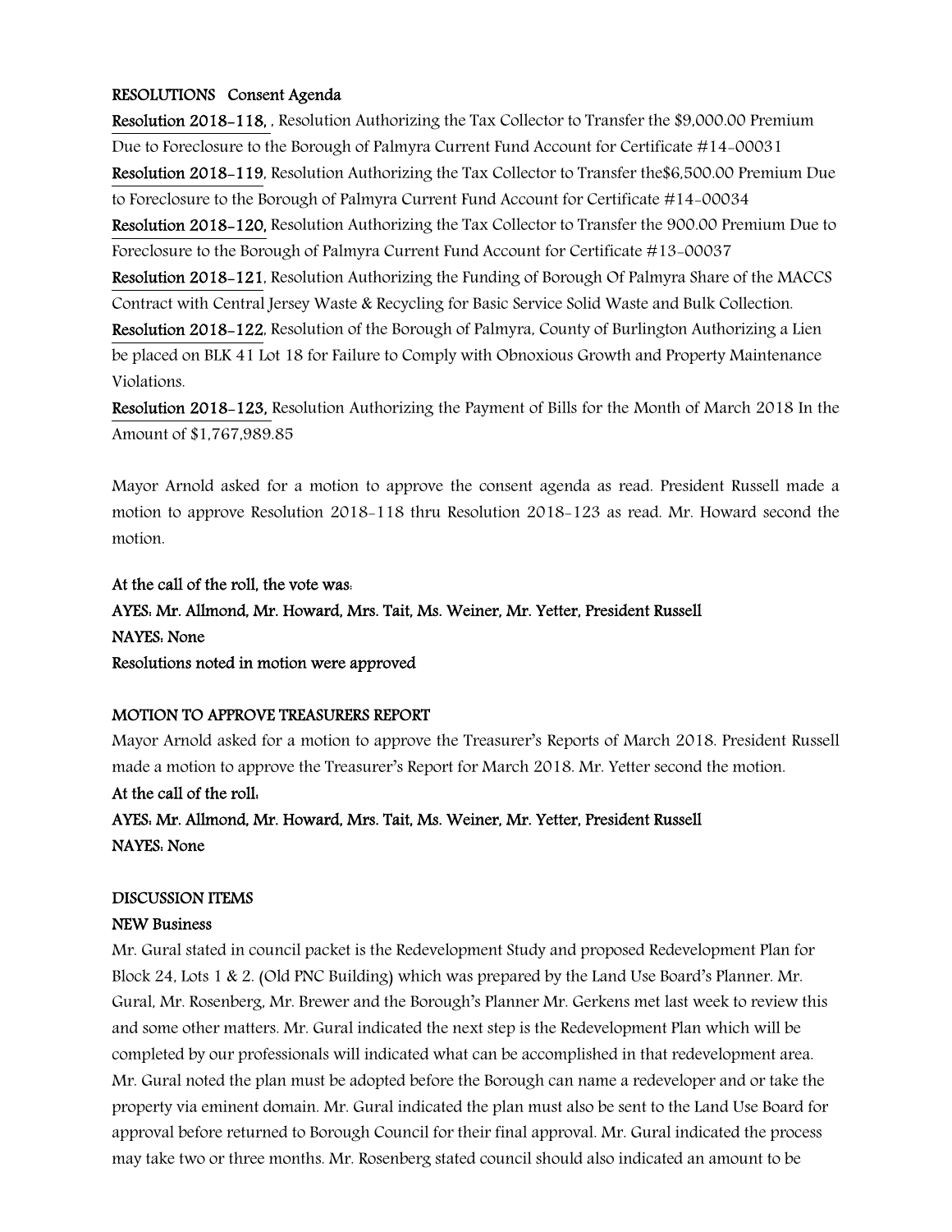**RESOLUTIONS Consent Agenda**

**Resolution 2018-118,** , Resolution Authorizing the Tax Collector to Transfer the $9,000.00 Premium Due to Foreclosure to the Borough of Palmyra Current Fund Account for Certificate #14-00031

**Resolution 2018-119**, Resolution Authorizing the Tax Collector to Transfer the$6,500.00 Premium Due to Foreclosure to the Borough of Palmyra Current Fund Account for Certificate #14-00034

**Resolution 2018-120,** Resolution Authorizing the Tax Collector to Transfer the 900.00 Premium Due to Foreclosure to the Borough of Palmyra Current Fund Account for Certificate #13-00037

**Resolution 2018-121**, Resolution Authorizing the Funding of Borough Of Palmyra Share of the MACCS Contract with Central Jersey Waste & Recycling for Basic Service Solid Waste and Bulk Collection.

**Resolution 2018-122**, Resolution of the Borough of Palmyra, County of Burlington Authorizing a Lien be placed on BLK 41 Lot 18 for Failure to Comply with Obnoxious Growth and Property Maintenance Violations.

**Resolution 2018-123,** Resolution Authorizing the Payment of Bills for the Month of March 2018 In the Amount of $1,767,989.85

Mayor Arnold asked for a motion to approve the consent agenda as read. President Russell made a motion to approve Resolution 2018-118 thru Resolution 2018-123 as read. Mr. Howard second the motion.

**At the call of the roll, the vote was:**
**AYES: Mr. Allmond, Mr. Howard, Mrs. Tait, Ms. Weiner, Mr. Yetter, President Russell**
**NAYES: None**
**Resolutions noted in motion were approved**

**MOTION TO APPROVE TREASURERS REPORT**

Mayor Arnold asked for a motion to approve the Treasurer's Reports of March 2018. President Russell made a motion to approve the Treasurer's Report for March 2018. Mr. Yetter second the motion.

**At the call of the roll:**
**AYES: Mr. Allmond, Mr. Howard, Mrs. Tait, Ms. Weiner, Mr. Yetter, President Russell**
**NAYES: None**

**DISCUSSION ITEMS**

**NEW Business**

Mr. Gural stated in council packet is the Redevelopment Study and proposed Redevelopment Plan for Block 24, Lots 1 & 2. (Old PNC Building) which was prepared by the Land Use Board's Planner. Mr. Gural, Mr. Rosenberg, Mr. Brewer and the Borough's Planner Mr. Gerkens met last week to review this and some other matters. Mr. Gural indicated the next step is the Redevelopment Plan which will be completed by our professionals will indicated what can be accomplished in that redevelopment area. Mr. Gural noted the plan must be adopted before the Borough can name a redeveloper and or take the property via eminent domain. Mr. Gural indicated the plan must also be sent to the Land Use Board for approval before returned to Borough Council for their final approval. Mr. Gural indicated the process may take two or three months. Mr. Rosenberg stated council should also indicated an amount to be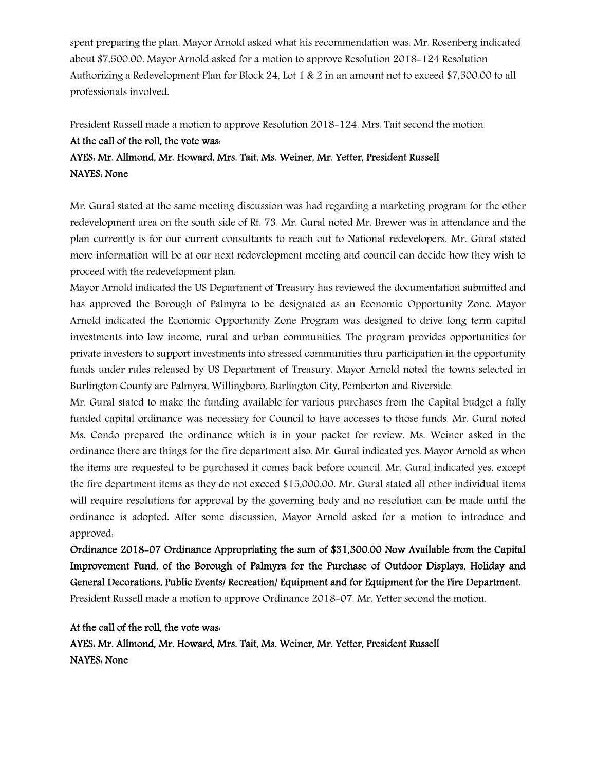spent preparing the plan. Mayor Arnold asked what his recommendation was. Mr. Rosenberg indicated about $7,500.00. Mayor Arnold asked for a motion to approve Resolution 2018-124 Resolution Authorizing a Redevelopment Plan for Block 24, Lot 1 & 2 in an amount not to exceed $7,500.00 to all professionals involved.

President Russell made a motion to approve Resolution 2018-124. Mrs. Tait second the motion.

**At the call of the roll, the vote was:**

**AYES: Mr. Allmond, Mr. Howard, Mrs. Tait, Ms. Weiner, Mr. Yetter, President Russell**

**NAYES: None**

Mr. Gural stated at the same meeting discussion was had regarding a marketing program for the other redevelopment area on the south side of Rt. 73. Mr. Gural noted Mr. Brewer was in attendance and the plan currently is for our current consultants to reach out to National redevelopers. Mr. Gural stated more information will be at our next redevelopment meeting and council can decide how they wish to proceed with the redevelopment plan.

Mayor Arnold indicated the US Department of Treasury has reviewed the documentation submitted and has approved the Borough of Palmyra to be designated as an Economic Opportunity Zone. Mayor Arnold indicated the Economic Opportunity Zone Program was designed to drive long term capital investments into low income, rural and urban communities. The program provides opportunities for private investors to support investments into stressed communities thru participation in the opportunity funds under rules released by US Department of Treasury. Mayor Arnold noted the towns selected in Burlington County are Palmyra, Willingboro, Burlington City, Pemberton and Riverside.

Mr. Gural stated to make the funding available for various purchases from the Capital budget a fully funded capital ordinance was necessary for Council to have accesses to those funds. Mr. Gural noted Ms. Condo prepared the ordinance which is in your packet for review. Ms. Weiner asked in the ordinance there are things for the fire department also. Mr. Gural indicated yes. Mayor Arnold as when the items are requested to be purchased it comes back before council. Mr. Gural indicated yes, except the fire department items as they do not exceed $15,000.00. Mr. Gural stated all other individual items will require resolutions for approval by the governing body and no resolution can be made until the ordinance is adopted. After some discussion, Mayor Arnold asked for a motion to introduce and approved:

**Ordinance 2018-07 Ordinance Appropriating the sum of $31,300.00 Now Available from the Capital Improvement Fund, of the Borough of Palmyra for the Purchase of Outdoor Displays, Holiday and General Decorations, Public Events/ Recreation/ Equipment and for Equipment for the Fire Department.**

President Russell made a motion to approve Ordinance 2018-07. Mr. Yetter second the motion.

**At the call of the roll, the vote was:**

**AYES: Mr. Allmond, Mr. Howard, Mrs. Tait, Ms. Weiner, Mr. Yetter, President Russell**

**NAYES: None**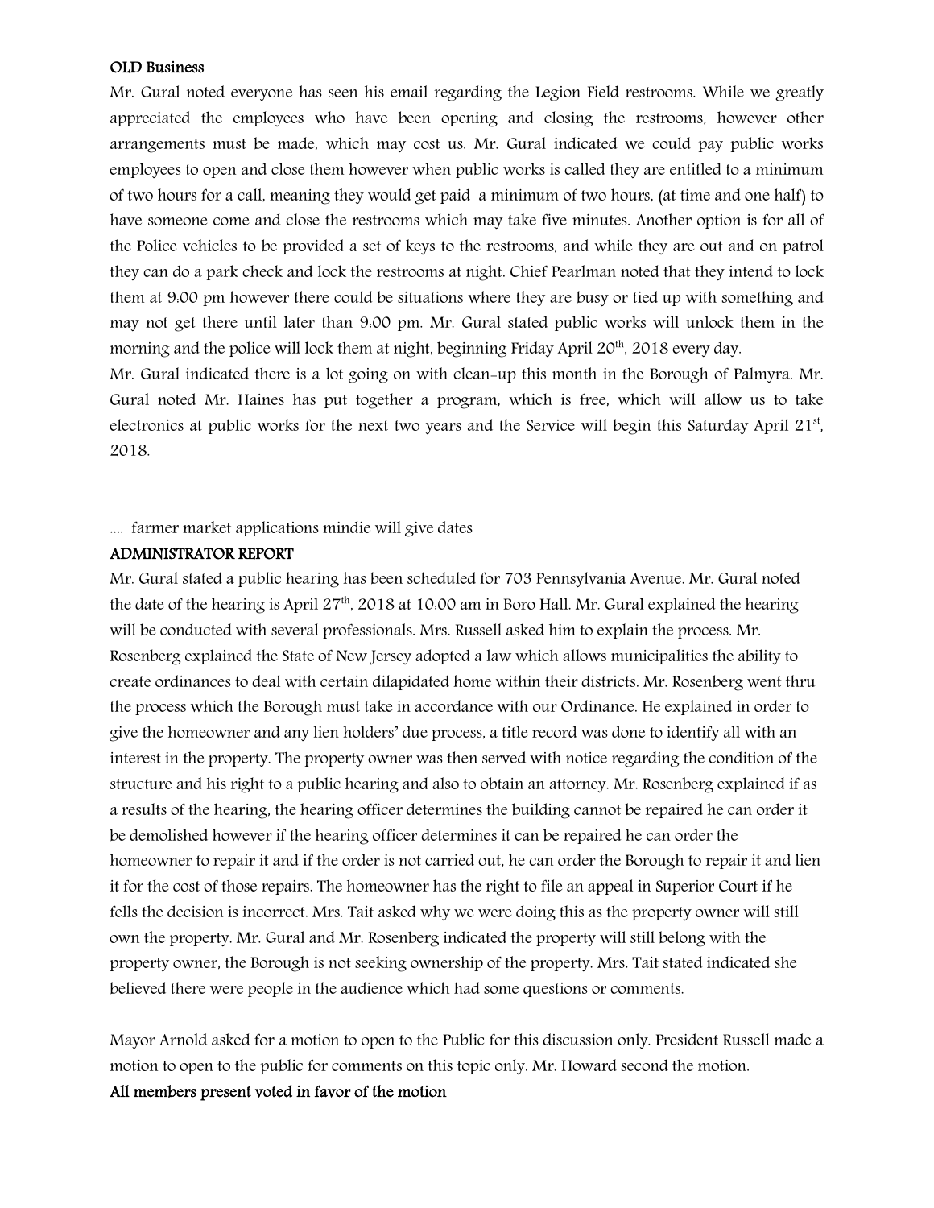**OLD Business**

Mr. Gural noted everyone has seen his email regarding the Legion Field restrooms. While we greatly appreciated the employees who have been opening and closing the restrooms, however other arrangements must be made, which may cost us. Mr. Gural indicated we could pay public works employees to open and close them however when public works is called they are entitled to a minimum of two hours for a call, meaning they would get paid a minimum of two hours, (at time and one half) to have someone come and close the restrooms which may take five minutes. Another option is for all of the Police vehicles to be provided a set of keys to the restrooms, and while they are out and on patrol they can do a park check and lock the restrooms at night. Chief Pearlman noted that they intend to lock them at 9:00 pm however there could be situations where they are busy or tied up with something and may not get there until later than 9:00 pm. Mr. Gural stated public works will unlock them in the morning and the police will lock them at night, beginning Friday April 20th, 2018 every day.

Mr. Gural indicated there is a lot going on with clean-up this month in the Borough of Palmyra. Mr. Gural noted Mr. Haines has put together a program, which is free, which will allow us to take electronics at public works for the next two years and the Service will begin this Saturday April 21st, 2018.

.... farmer market applications mindie will give dates

**ADMINISTRATOR REPORT**

Mr. Gural stated a public hearing has been scheduled for 703 Pennsylvania Avenue. Mr. Gural noted the date of the hearing is April 27th, 2018 at 10:00 am in Boro Hall. Mr. Gural explained the hearing will be conducted with several professionals. Mrs. Russell asked him to explain the process. Mr. Rosenberg explained the State of New Jersey adopted a law which allows municipalities the ability to create ordinances to deal with certain dilapidated home within their districts. Mr. Rosenberg went thru the process which the Borough must take in accordance with our Ordinance. He explained in order to give the homeowner and any lien holders' due process, a title record was done to identify all with an interest in the property. The property owner was then served with notice regarding the condition of the structure and his right to a public hearing and also to obtain an attorney. Mr. Rosenberg explained if as a results of the hearing, the hearing officer determines the building cannot be repaired he can order it be demolished however if the hearing officer determines it can be repaired he can order the homeowner to repair it and if the order is not carried out, he can order the Borough to repair it and lien it for the cost of those repairs. The homeowner has the right to file an appeal in Superior Court if he fells the decision is incorrect. Mrs. Tait asked why we were doing this as the property owner will still own the property. Mr. Gural and Mr. Rosenberg indicated the property will still belong with the property owner, the Borough is not seeking ownership of the property. Mrs. Tait stated indicated she believed there were people in the audience which had some questions or comments.

Mayor Arnold asked for a motion to open to the Public for this discussion only. President Russell made a motion to open to the public for comments on this topic only. Mr. Howard second the motion.

**All members present voted in favor of the motion**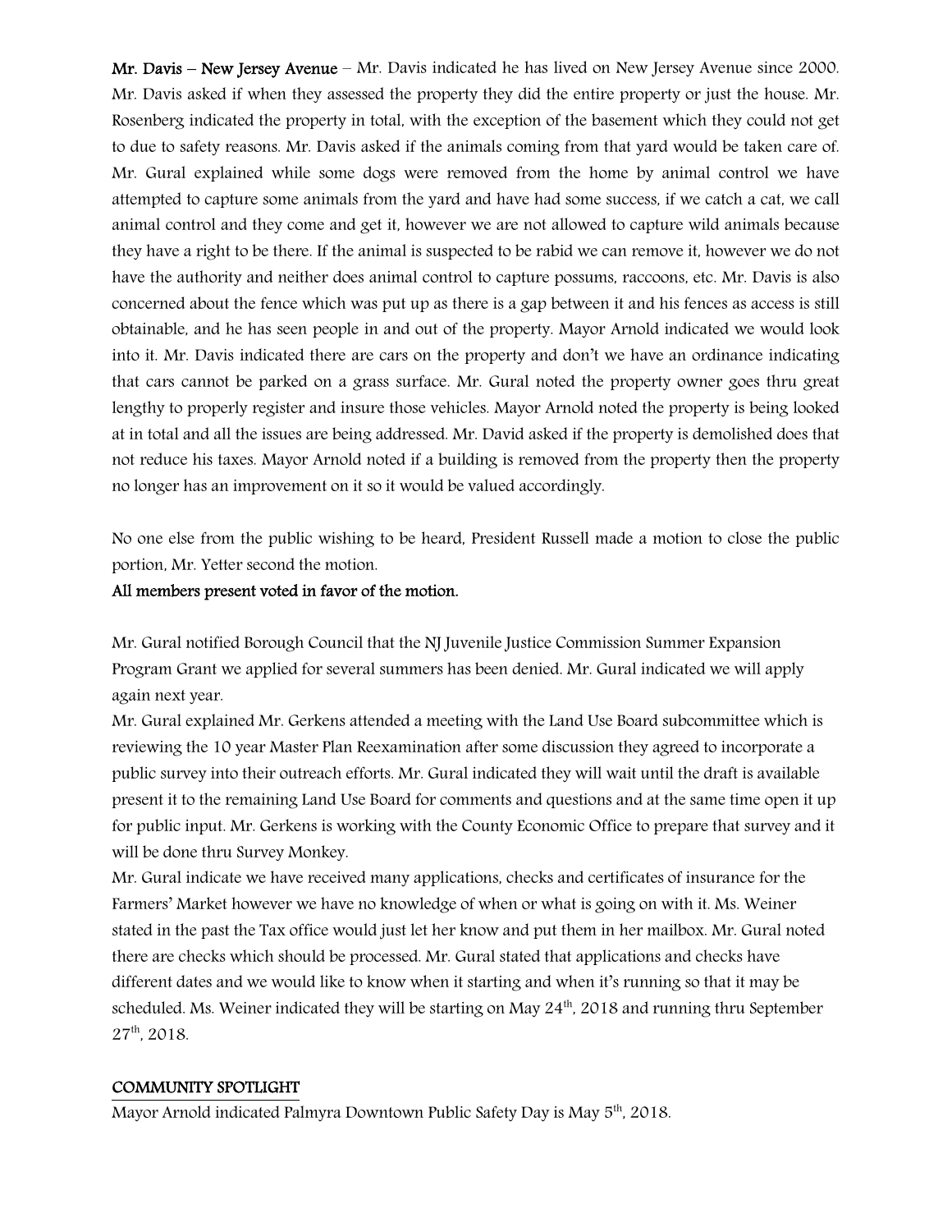**Mr. Davis – New Jersey Avenue** – Mr. Davis indicated he has lived on New Jersey Avenue since 2000. Mr. Davis asked if when they assessed the property they did the entire property or just the house. Mr. Rosenberg indicated the property in total, with the exception of the basement which they could not get to due to safety reasons. Mr. Davis asked if the animals coming from that yard would be taken care of. Mr. Gural explained while some dogs were removed from the home by animal control we have attempted to capture some animals from the yard and have had some success, if we catch a cat, we call animal control and they come and get it, however we are not allowed to capture wild animals because they have a right to be there. If the animal is suspected to be rabid we can remove it, however we do not have the authority and neither does animal control to capture possums, raccoons, etc. Mr. Davis is also concerned about the fence which was put up as there is a gap between it and his fences as access is still obtainable, and he has seen people in and out of the property. Mayor Arnold indicated we would look into it. Mr. Davis indicated there are cars on the property and don't we have an ordinance indicating that cars cannot be parked on a grass surface. Mr. Gural noted the property owner goes thru great lengthy to properly register and insure those vehicles. Mayor Arnold noted the property is being looked at in total and all the issues are being addressed. Mr. David asked if the property is demolished does that not reduce his taxes. Mayor Arnold noted if a building is removed from the property then the property no longer has an improvement on it so it would be valued accordingly.

No one else from the public wishing to be heard, President Russell made a motion to close the public portion, Mr. Yetter second the motion.

**All members present voted in favor of the motion.**

Mr. Gural notified Borough Council that the NJ Juvenile Justice Commission Summer Expansion Program Grant we applied for several summers has been denied. Mr. Gural indicated we will apply again next year.

Mr. Gural explained Mr. Gerkens attended a meeting with the Land Use Board subcommittee which is reviewing the 10 year Master Plan Reexamination after some discussion they agreed to incorporate a public survey into their outreach efforts. Mr. Gural indicated they will wait until the draft is available present it to the remaining Land Use Board for comments and questions and at the same time open it up for public input. Mr. Gerkens is working with the County Economic Office to prepare that survey and it will be done thru Survey Monkey.

Mr. Gural indicate we have received many applications, checks and certificates of insurance for the Farmers' Market however we have no knowledge of when or what is going on with it. Ms. Weiner stated in the past the Tax office would just let her know and put them in her mailbox. Mr. Gural noted there are checks which should be processed. Mr. Gural stated that applications and checks have different dates and we would like to know when it starting and when it's running so that it may be scheduled. Ms. Weiner indicated they will be starting on May 24th, 2018 and running thru September 27th, 2018.

## COMMUNITY SPOTLIGHT

Mayor Arnold indicated Palmyra Downtown Public Safety Day is May 5th, 2018.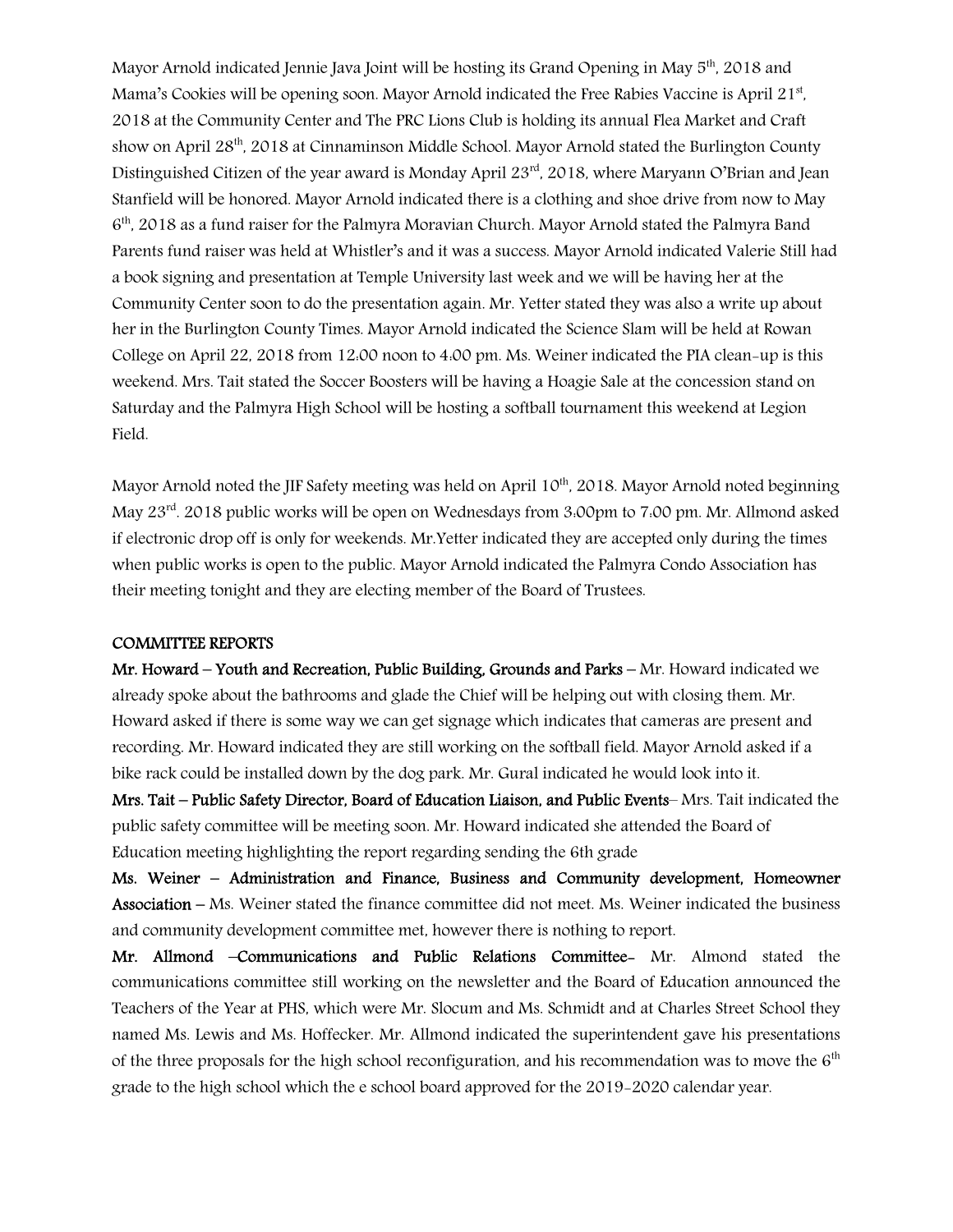Mayor Arnold indicated Jennie Java Joint will be hosting its Grand Opening in May 5th, 2018 and Mama's Cookies will be opening soon. Mayor Arnold indicated the Free Rabies Vaccine is April 21st, 2018 at the Community Center and The PRC Lions Club is holding its annual Flea Market and Craft show on April 28th, 2018 at Cinnaminson Middle School. Mayor Arnold stated the Burlington County Distinguished Citizen of the year award is Monday April 23rd, 2018, where Maryann O'Brian and Jean Stanfield will be honored. Mayor Arnold indicated there is a clothing and shoe drive from now to May 6th, 2018 as a fund raiser for the Palmyra Moravian Church. Mayor Arnold stated the Palmyra Band Parents fund raiser was held at Whistler's and it was a success. Mayor Arnold indicated Valerie Still had a book signing and presentation at Temple University last week and we will be having her at the Community Center soon to do the presentation again. Mr. Yetter stated they was also a write up about her in the Burlington County Times. Mayor Arnold indicated the Science Slam will be held at Rowan College on April 22, 2018 from 12:00 noon to 4:00 pm. Ms. Weiner indicated the PIA clean-up is this weekend. Mrs. Tait stated the Soccer Boosters will be having a Hoagie Sale at the concession stand on Saturday and the Palmyra High School will be hosting a softball tournament this weekend at Legion Field.

Mayor Arnold noted the JIF Safety meeting was held on April 10th, 2018. Mayor Arnold noted beginning May 23rd. 2018 public works will be open on Wednesdays from 3:00pm to 7:00 pm. Mr. Allmond asked if electronic drop off is only for weekends. Mr.Yetter indicated they are accepted only during the times when public works is open to the public. Mayor Arnold indicated the Palmyra Condo Association has their meeting tonight and they are electing member of the Board of Trustees.

## COMMITTEE REPORTS

**Mr. Howard – Youth and Recreation, Public Building, Grounds and Parks** – Mr. Howard indicated we already spoke about the bathrooms and glade the Chief will be helping out with closing them. Mr. Howard asked if there is some way we can get signage which indicates that cameras are present and recording. Mr. Howard indicated they are still working on the softball field. Mayor Arnold asked if a bike rack could be installed down by the dog park. Mr. Gural indicated he would look into it.

**Mrs. Tait – Public Safety Director, Board of Education Liaison, and Public Events**– Mrs. Tait indicated the public safety committee will be meeting soon. Mr. Howard indicated she attended the Board of Education meeting highlighting the report regarding sending the 6th grade

**Ms. Weiner – Administration and Finance, Business and Community development, Homeowner Association** – Ms. Weiner stated the finance committee did not meet. Ms. Weiner indicated the business and community development committee met, however there is nothing to report.

**Mr. Allmond –Communications and Public Relations Committee-** Mr. Almond stated the communications committee still working on the newsletter and the Board of Education announced the Teachers of the Year at PHS, which were Mr. Slocum and Ms. Schmidt and at Charles Street School they named Ms. Lewis and Ms. Hoffecker. Mr. Allmond indicated the superintendent gave his presentations of the three proposals for the high school reconfiguration, and his recommendation was to move the 6th grade to the high school which the e school board approved for the 2019-2020 calendar year.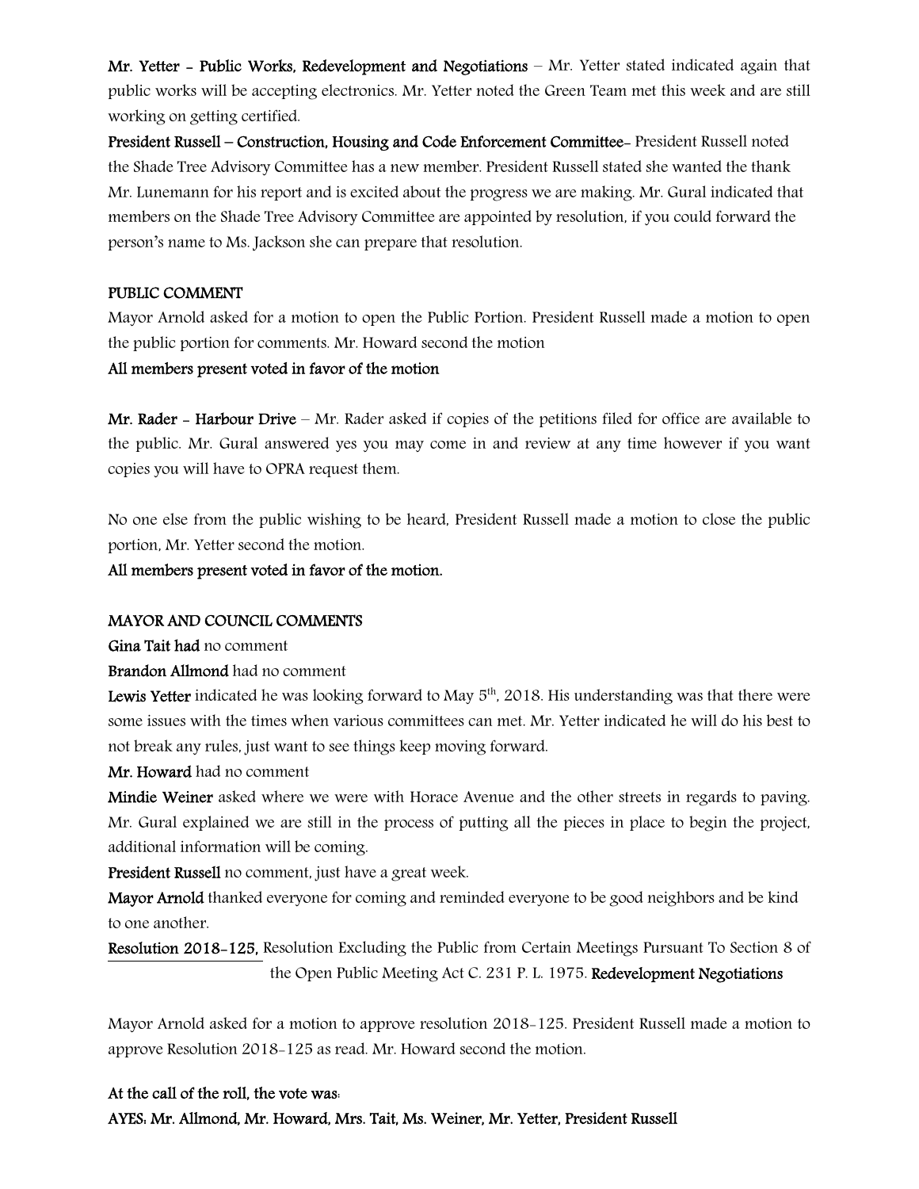**Mr. Yetter - Public Works, Redevelopment and Negotiations** – Mr. Yetter stated indicated again that public works will be accepting electronics. Mr. Yetter noted the Green Team met this week and are still working on getting certified.

**President Russell – Construction, Housing and Code Enforcement Committee**- President Russell noted the Shade Tree Advisory Committee has a new member. President Russell stated she wanted the thank Mr. Lunemann for his report and is excited about the progress we are making. Mr. Gural indicated that members on the Shade Tree Advisory Committee are appointed by resolution, if you could forward the person's name to Ms. Jackson she can prepare that resolution.

**PUBLIC COMMENT**

Mayor Arnold asked for a motion to open the Public Portion. President Russell made a motion to open the public portion for comments. Mr. Howard second the motion

**All members present voted in favor of the motion**

**Mr. Rader - Harbour Drive** – Mr. Rader asked if copies of the petitions filed for office are available to the public. Mr. Gural answered yes you may come in and review at any time however if you want copies you will have to OPRA request them.

No one else from the public wishing to be heard, President Russell made a motion to close the public portion, Mr. Yetter second the motion.

**All members present voted in favor of the motion.**

**MAYOR AND COUNCIL COMMENTS**

**Gina Tait had** no comment

**Brandon Allmond** had no comment

**Lewis Yetter** indicated he was looking forward to May 5th, 2018. His understanding was that there were some issues with the times when various committees can met. Mr. Yetter indicated he will do his best to not break any rules, just want to see things keep moving forward.

**Mr. Howard** had no comment

**Mindie Weiner** asked where we were with Horace Avenue and the other streets in regards to paving. Mr. Gural explained we are still in the process of putting all the pieces in place to begin the project, additional information will be coming.

**President Russell** no comment, just have a great week.

**Mayor Arnold** thanked everyone for coming and reminded everyone to be good neighbors and be kind to one another.

**Resolution 2018-125,** Resolution Excluding the Public from Certain Meetings Pursuant To Section 8 of the Open Public Meeting Act C. 231 P. L. 1975. **Redevelopment Negotiations**

Mayor Arnold asked for a motion to approve resolution 2018-125. President Russell made a motion to approve Resolution 2018-125 as read. Mr. Howard second the motion.

**At the call of the roll, the vote was:**

**AYES: Mr. Allmond, Mr. Howard, Mrs. Tait, Ms. Weiner, Mr. Yetter, President Russell**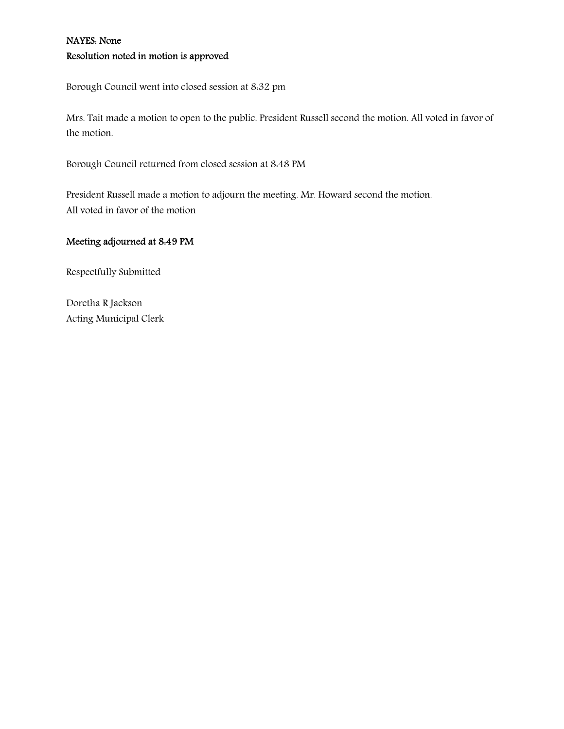**NAYES: None**
**Resolution noted in motion is approved**

Borough Council went into closed session at 8:32 pm

Mrs. Tait made a motion to open to the public. President Russell second the motion. All voted in favor of the motion.

Borough Council returned from closed session at 8:48 PM

President Russell made a motion to adjourn the meeting. Mr. Howard second the motion.
All voted in favor of the motion

**Meeting adjourned at 8:49 PM**

Respectfully Submitted

Doretha R Jackson
Acting Municipal Clerk